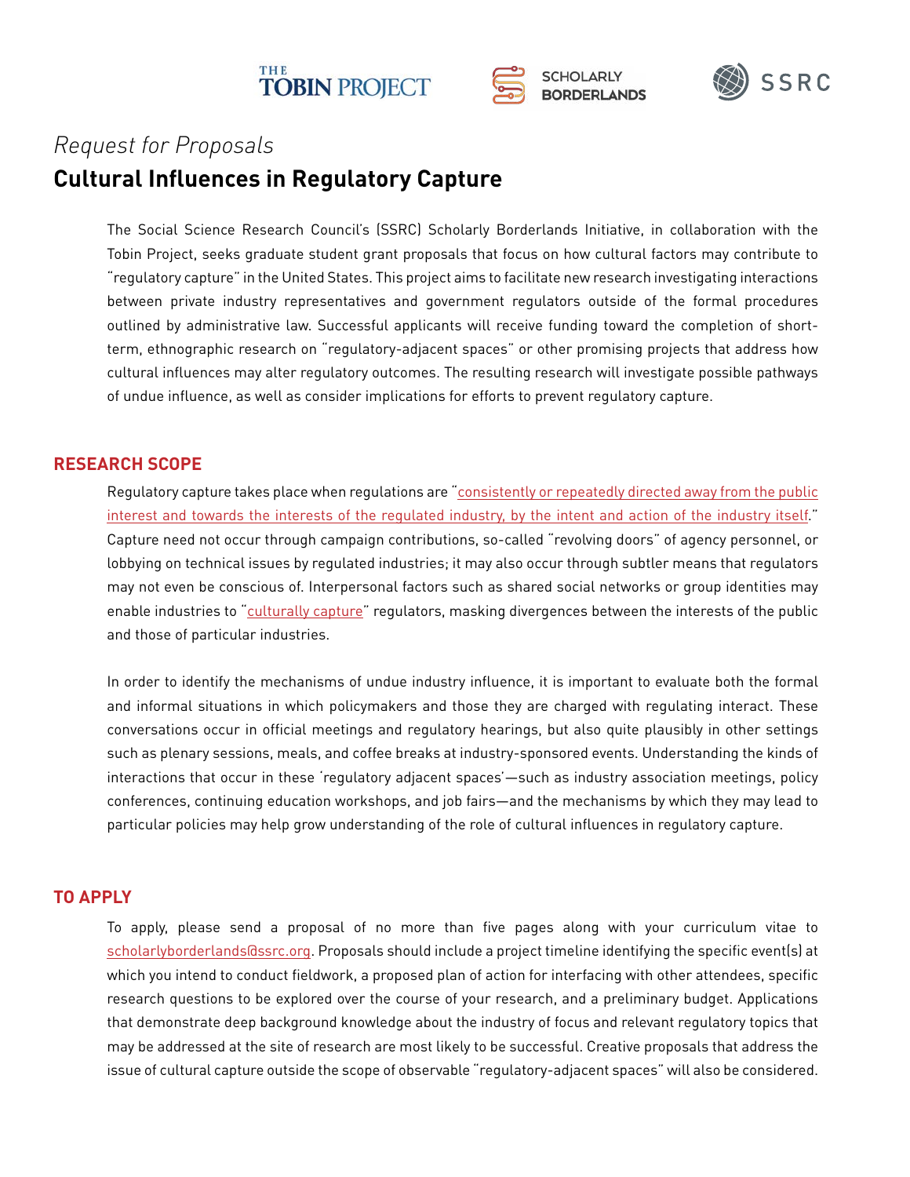*Request for Proposals*

# Cultural Influences in Regulatory Capture

The Social Science Research Council's (SSRC) Scholarly Borderlands Initiative, in collaboration with the Tobin Project, seeks graduate student grant proposals that focus on how cultural factors may contribute to "regulatory capture" in the United States. This project aims to facilitate new research investigating interactions between private industry representatives and government regulators outside of the formal procedures outlined by administrative law. Successful applicants will receive funding toward the completion of short-term, ethnographic research on "regulatory-adjacent spaces" or other promising projects that address how cultural influences may alter regulatory outcomes. The resulting research will investigate possible pathways of undue influence, as well as consider implications for efforts to prevent regulatory capture.

## RESEARCH SCOPE

Regulatory capture takes place when regulations are "consistently or repeatedly directed away from the public interest and towards the interests of the regulated industry, by the intent and action of the industry itself." Capture need not occur through campaign contributions, so-called "revolving doors" of agency personnel, or lobbying on technical issues by regulated industries; it may also occur through subtler means that regulators may not even be conscious of. Interpersonal factors such as shared social networks or group identities may enable industries to "culturally capture" regulators, masking divergences between the interests of the public and those of particular industries.

In order to identify the mechanisms of undue industry influence, it is important to evaluate both the formal and informal situations in which policymakers and those they are charged with regulating interact. These conversations occur in official meetings and regulatory hearings, but also quite plausibly in other settings such as plenary sessions, meals, and coffee breaks at industry-sponsored events. Understanding the kinds of interactions that occur in these 'regulatory adjacent spaces'—such as industry association meetings, policy conferences, continuing education workshops, and job fairs—and the mechanisms by which they may lead to particular policies may help grow understanding of the role of cultural influences in regulatory capture.

## TO APPLY

To apply, please send a proposal of no more than five pages along with your curriculum vitae to scholarlyborderlands@ssrc.org. Proposals should include a project timeline identifying the specific event(s) at which you intend to conduct fieldwork, a proposed plan of action for interfacing with other attendees, specific research questions to be explored over the course of your research, and a preliminary budget. Applications that demonstrate deep background knowledge about the industry of focus and relevant regulatory topics that may be addressed at the site of research are most likely to be successful. Creative proposals that address the issue of cultural capture outside the scope of observable "regulatory-adjacent spaces" will also be considered.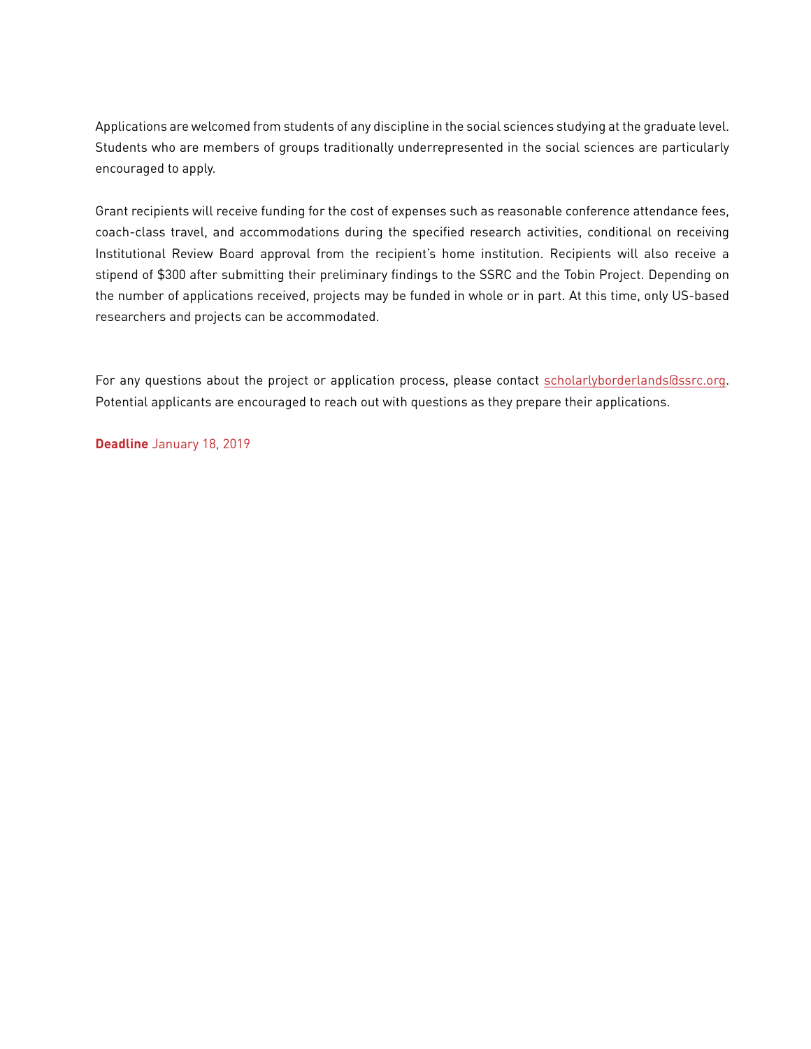Applications are welcomed from students of any discipline in the social sciences studying at the graduate level. Students who are members of groups traditionally underrepresented in the social sciences are particularly encouraged to apply.

Grant recipients will receive funding for the cost of expenses such as reasonable conference attendance fees, coach-class travel, and accommodations during the specified research activities, conditional on receiving Institutional Review Board approval from the recipient's home institution. Recipients will also receive a stipend of $300 after submitting their preliminary findings to the SSRC and the Tobin Project. Depending on the number of applications received, projects may be funded in whole or in part. At this time, only US-based researchers and projects can be accommodated.

For any questions about the project or application process, please contact scholarlyborderlands@ssrc.org. Potential applicants are encouraged to reach out with questions as they prepare their applications.

**Deadline** January 18, 2019